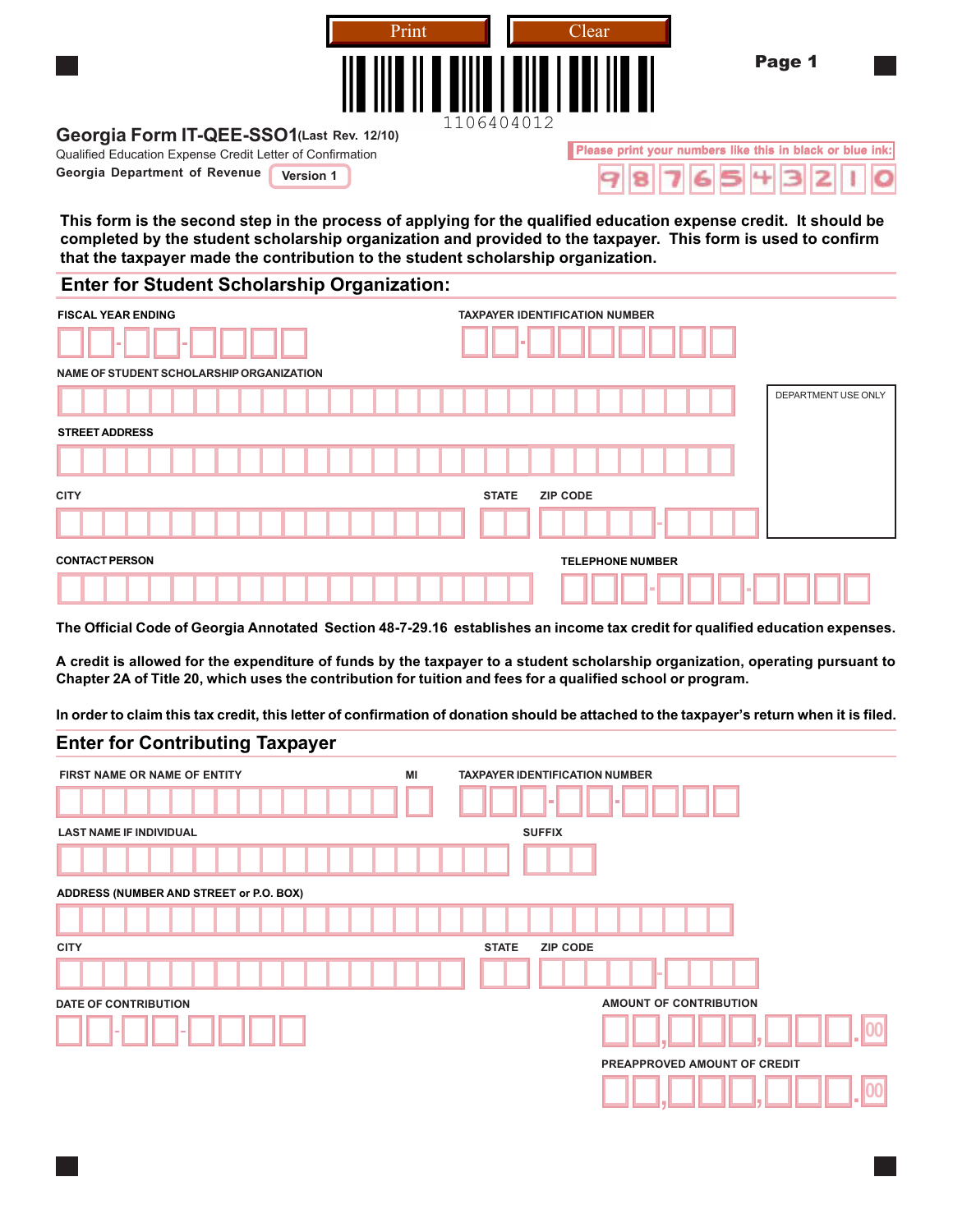Print Clear

1106404012

**Page 1**

# Georgia Form IT-QEE-SSO1 (Last Rev. 12/10)

Qualified Education Expense Credit Letter of Confirmation

Georgia Department of Revenue **Version 1**

Please print your numbers like this in black or blue ink: 9 8 7 6 5 4 3 2 1 0

**This form is the second step in the process of applying for the qualified education expense credit. It should be completed by the student scholarship organization and provided to the taxpayer. This form is used to confirm that the taxpayer made the contribution to the student scholarship organization.**

## Enter for Student Scholarship Organization:

FISCAL YEAR ENDING ____-____-________

TAXPAYER IDENTIFICATION NUMBER ____-________

NAME OF STUDENT SCHOLARSHIP ORGANIZATION

STREET ADDRESS

CITY

STATE

ZIP CODE ________-____

DEPARTMENT USE ONLY

CONTACT PERSON

TELEPHONE NUMBER ___-___-____

**The Official Code of Georgia Annotated Section 48-7-29.16 establishes an income tax credit for qualified education expenses.**

**A credit is allowed for the expenditure of funds by the taxpayer to a student scholarship organization, operating pursuant to Chapter 2A of Title 20, which uses the contribution for tuition and fees for a qualified school or program.**

**In order to claim this tax credit, this letter of confirmation of donation should be attached to the taxpayer's return when it is filed.**

## Enter for Contributing Taxpayer

FIRST NAME OR NAME OF ENTITY

MI

TAXPAYER IDENTIFICATION NUMBER ___-__-____

LAST NAME IF INDIVIDUAL

SUFFIX

ADDRESS (NUMBER AND STREET or P.O. BOX)

CITY

STATE

ZIP CODE ________-____

DATE OF CONTRIBUTION ____-____-________

AMOUNT OF CONTRIBUTION __,___,___.00

PREAPPROVED AMOUNT OF CREDIT __,___,___.00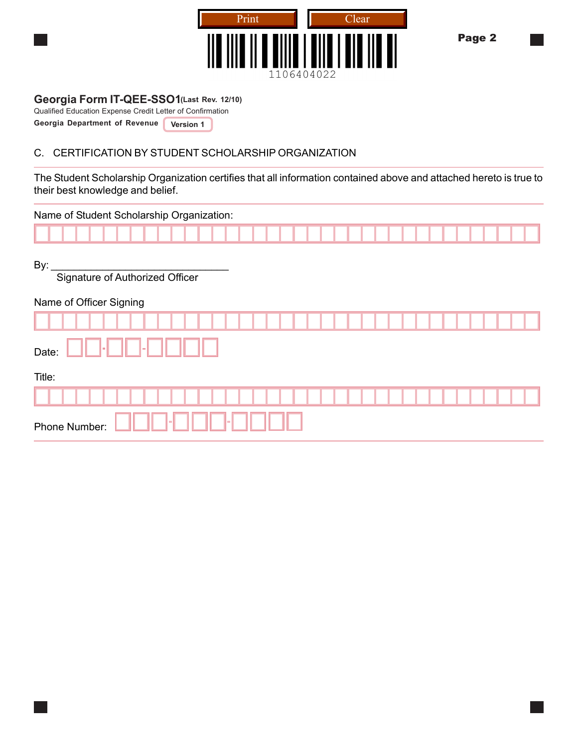Print Clear

1106404022

**Georgia Form IT-QEE-SSO1** (Last Rev. 12/10)

Qualified Education Expense Credit Letter of Confirmation

**Georgia Department of Revenue** Version 1

## C. CERTIFICATION BY STUDENT SCHOLARSHIP ORGANIZATION

The Student Scholarship Organization certifies that all information contained above and attached hereto is true to their best knowledge and belief.

Name of Student Scholarship Organization:

By: ______________________________

Signature of Authorized Officer

Name of Officer Signing

Date: __ __ - __ __ - __ __ __ __

Title:

Phone Number: __ __ __ - __ __ __ - __ __ __ __